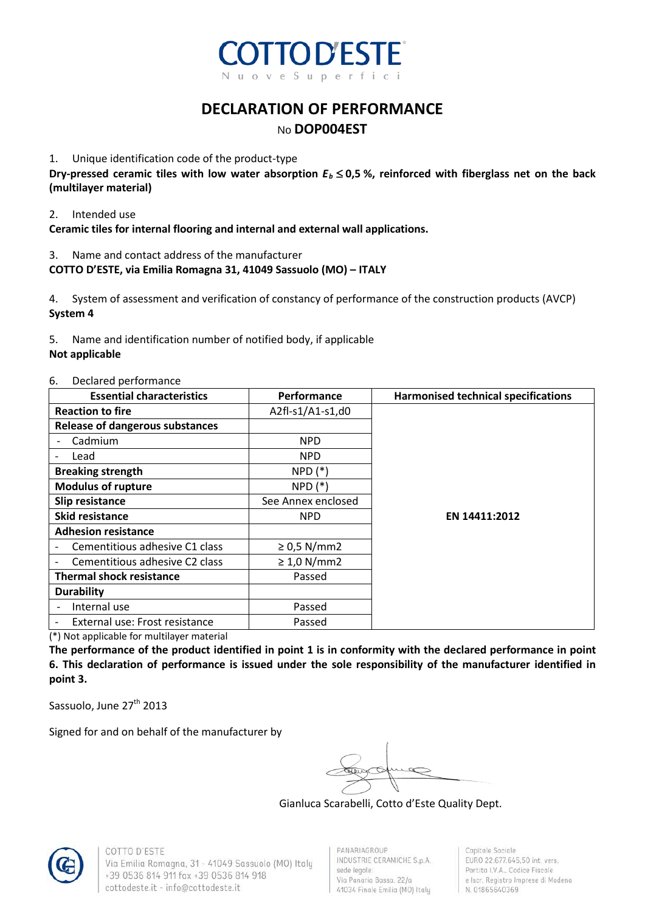# COTTO D'ESTE

Nuove Superfici

# DECLARATION OF PERFORMANCE

## No **DOP004EST**

1. Unique identification code of the product-type

**Dry-pressed ceramic tiles with low water absorption $E_b \leq 0,5$ %, reinforced with fiberglass net on the back (multilayer material)**

2. Intended use

**Ceramic tiles for internal flooring and internal and external wall applications.**

3. Name and contact address of the manufacturer

**COTTO D'ESTE, via Emilia Romagna 31, 41049 Sassuolo (MO) – ITALY**

4. System of assessment and verification of constancy of performance of the construction products (AVCP)

**System 4**

5. Name and identification number of notified body, if applicable

**Not applicable**

6. Declared performance

| Essential characteristics | Performance | Harmonised technical specifications |
|---|---|---|
| **Reaction to fire** | A2fl-s1/A1-s1,d0 | **EN 14411:2012** |
| **Release of dangerous substances** | | |
| - Cadmium | NPD | |
| - Lead | NPD | |
| **Breaking strength** | NPD (*) | |
| **Modulus of rupture** | NPD (*) | |
| **Slip resistance** | See Annex enclosed | |
| **Skid resistance** | NPD | |
| **Adhesion resistance** | | |
| - Cementitious adhesive C1 class | ≥ 0,5 N/mm2 | |
| - Cementitious adhesive C2 class | ≥ 1,0 N/mm2 | |
| **Thermal shock resistance** | Passed | |
| **Durability** | | |
| - Internal use | Passed | |
| - External use: Frost resistance | Passed | |

(*) Not applicable for multilayer material

**The performance of the product identified in point 1 is in conformity with the declared performance in point 6. This declaration of performance is issued under the sole responsibility of the manufacturer identified in point 3.**

Sassuolo, June 27th 2013

Signed for and on behalf of the manufacturer by

Gianluca Scarabelli, Cotto d'Este Quality Dept.

COTTO D'ESTE
Via Emilia Romagna, 31 - 41049 Sassuolo (MO) Italy
+39 0536 814 911 fax +39 0536 814 918
cottodeste.it - info@cottodeste.it

PANARIAGROUP
INDUSTRIE CERAMICHE S.p.A.
sede legale:
Via Panaria Bassa, 22/a
41034 Finale Emilia (MO) Italy

Capitale Sociale
EURO 22.677.645,50 int. vers.
Partita I.V.A., Codice Fiscale
e Iscr. Registro Imprese di Modena
N. 01865640369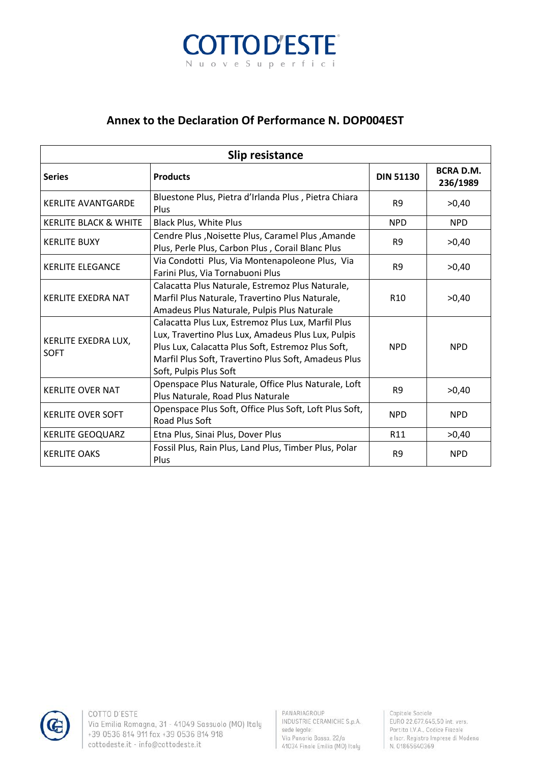## Annex to the Declaration Of Performance N. DOP004EST

| Slip resistance | | | |
|---|---|---|---|
| **Series** | **Products** | **DIN 51130** | **BCRA D.M. 236/1989** |
| KERLITE AVANTGARDE | Bluestone Plus, Pietra d'Irlanda Plus , Pietra Chiara Plus | R9 | >0,40 |
| KERLITE BLACK & WHITE | Black Plus, White Plus | NPD | NPD |
| KERLITE BUXY | Cendre Plus ,Noisette Plus, Caramel Plus ,Amande Plus, Perle Plus, Carbon Plus , Corail Blanc Plus | R9 | >0,40 |
| KERLITE ELEGANCE | Via Condotti Plus, Via Montenapoleone Plus, Via Farini Plus, Via Tornabuoni Plus | R9 | >0,40 |
| KERLITE EXEDRA NAT | Calacatta Plus Naturale, Estremoz Plus Naturale, Marfil Plus Naturale, Travertino Plus Naturale, Amadeus Plus Naturale, Pulpis Plus Naturale | R10 | >0,40 |
| KERLITE EXEDRA LUX, SOFT | Calacatta Plus Lux, Estremoz Plus Lux, Marfil Plus Lux, Travertino Plus Lux, Amadeus Plus Lux, Pulpis Plus Lux, Calacatta Plus Soft, Estremoz Plus Soft, Marfil Plus Soft, Travertino Plus Soft, Amadeus Plus Soft, Pulpis Plus Soft | NPD | NPD |
| KERLITE OVER NAT | Openspace Plus Naturale, Office Plus Naturale, Loft Plus Naturale, Road Plus Naturale | R9 | >0,40 |
| KERLITE OVER SOFT | Openspace Plus Soft, Office Plus Soft, Loft Plus Soft, Road Plus Soft | NPD | NPD |
| KERLITE GEOQUARZ | Etna Plus, Sinai Plus, Dover Plus | R11 | >0,40 |
| KERLITE OAKS | Fossil Plus, Rain Plus, Land Plus, Timber Plus, Polar Plus | R9 | NPD |